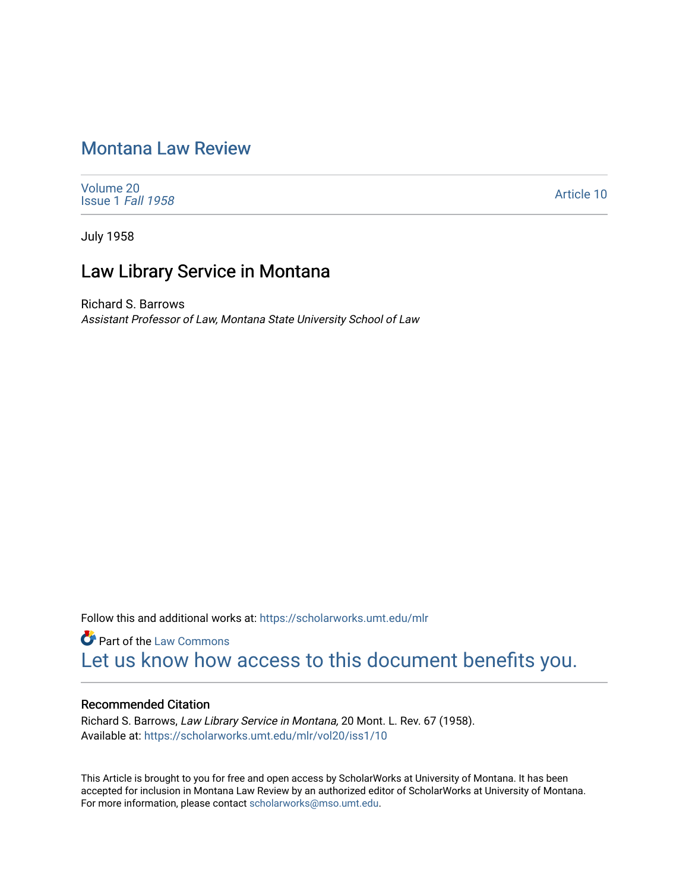# Montana Law Review

Volume 20
Issue 1 *Fall 1958*

Article 10

July 1958

## Law Library Service in Montana

Richard S. Barrows
*Assistant Professor of Law, Montana State University School of Law*

Follow this and additional works at: https://scholarworks.umt.edu/mlr

Part of the Law Commons
Let us know how access to this document benefits you.

### Recommended Citation

Richard S. Barrows, *Law Library Service in Montana,* 20 Mont. L. Rev. 67 (1958).
Available at: https://scholarworks.umt.edu/mlr/vol20/iss1/10

This Article is brought to you for free and open access by ScholarWorks at University of Montana. It has been accepted for inclusion in Montana Law Review by an authorized editor of ScholarWorks at University of Montana. For more information, please contact scholarworks@mso.umt.edu.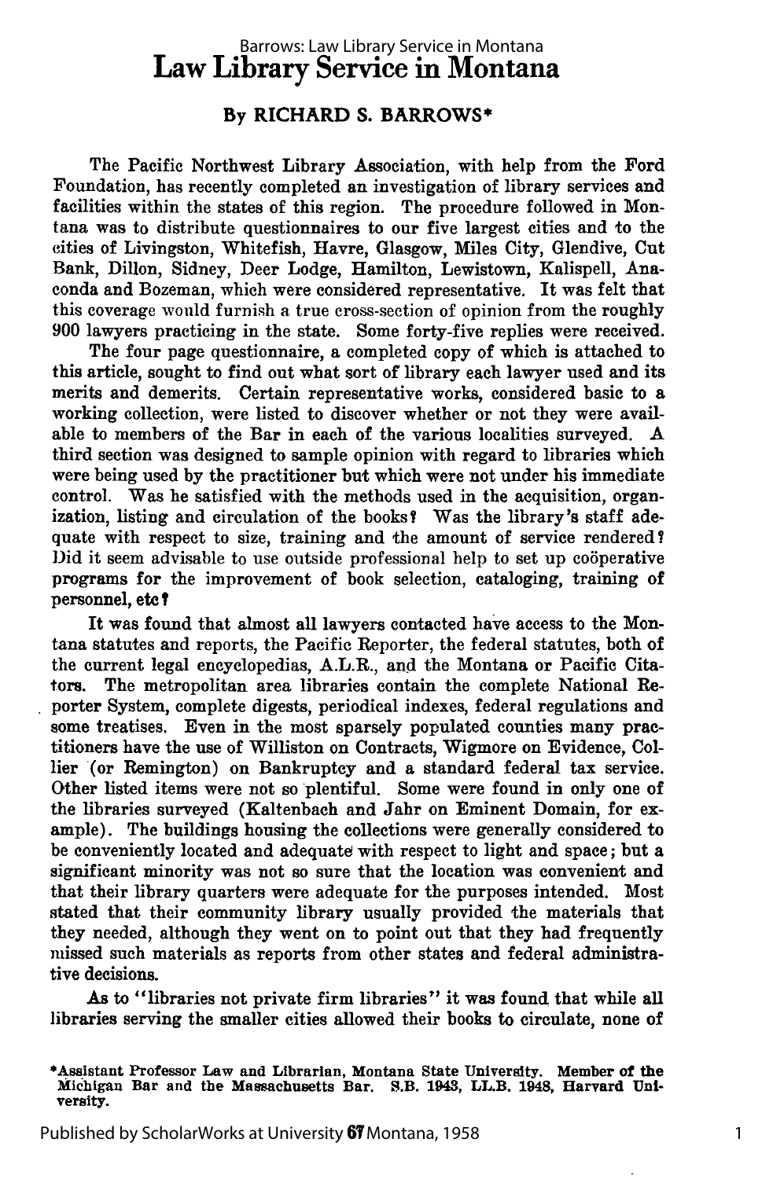# Law Library Service in Montana

By RICHARD S. BARROWS*

The Pacific Northwest Library Association, with help from the Ford Foundation, has recently completed an investigation of library services and facilities within the states of this region. The procedure followed in Montana was to distribute questionnaires to our five largest cities and to the cities of Livingston, Whitefish, Havre, Glasgow, Miles City, Glendive, Cut Bank, Dillon, Sidney, Deer Lodge, Hamilton, Lewistown, Kalispell, Anaconda and Bozeman, which were considered representative. It was felt that this coverage would furnish a true cross-section of opinion from the roughly 900 lawyers practicing in the state. Some forty-five replies were received.

The four page questionnaire, a completed copy of which is attached to this article, sought to find out what sort of library each lawyer used and its merits and demerits. Certain representative works, considered basic to a working collection, were listed to discover whether or not they were available to members of the Bar in each of the various localities surveyed. A third section was designed to sample opinion with regard to libraries which were being used by the practitioner but which were not under his immediate control. Was he satisfied with the methods used in the acquisition, organization, listing and circulation of the books? Was the library's staff adequate with respect to size, training and the amount of service rendered? Did it seem advisable to use outside professional help to set up coöperative programs for the improvement of book selection, cataloging, training of personnel, etc?

It was found that almost all lawyers contacted have access to the Montana statutes and reports, the Pacific Reporter, the federal statutes, both of the current legal encyclopedias, A.L.R., and the Montana or Pacific Citators. The metropolitan area libraries contain the complete National Reporter System, complete digests, periodical indexes, federal regulations and some treatises. Even in the most sparsely populated counties many practitioners have the use of Williston on Contracts, Wigmore on Evidence, Collier (or Remington) on Bankruptcy and a standard federal tax service. Other listed items were not so plentiful. Some were found in only one of the libraries surveyed (Kaltenbach and Jahr on Eminent Domain, for example). The buildings housing the collections were generally considered to be conveniently located and adequate with respect to light and space; but a significant minority was not so sure that the location was convenient and that their library quarters were adequate for the purposes intended. Most stated that their community library usually provided the materials that they needed, although they went on to point out that they had frequently missed such materials as reports from other states and federal administrative decisions.

As to "libraries not private firm libraries" it was found that while all libraries serving the smaller cities allowed their books to circulate, none of

*Assistant Professor Law and Librarian, Montana State University. Member of the Michigan Bar and the Massachusetts Bar. S.B. 1943, LL.B. 1948, Harvard University.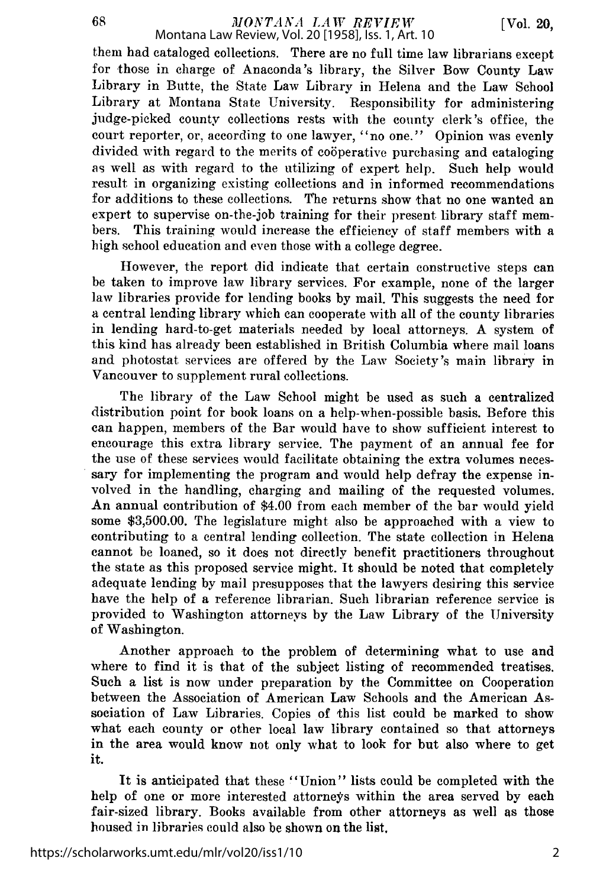them had cataloged collections. There are no full time law librarians except for those in charge of Anaconda's library, the Silver Bow County Law Library in Butte, the State Law Library in Helena and the Law School Library at Montana State University. Responsibility for administering judge-picked county collections rests with the county clerk's office, the court reporter, or, according to one lawyer, "no one." Opinion was evenly divided with regard to the merits of coöperative purchasing and cataloging as well as with regard to the utilizing of expert help. Such help would result in organizing existing collections and in informed recommendations for additions to these collections. The returns show that no one wanted an expert to supervise on-the-job training for their present library staff members. This training would increase the efficiency of staff members with a high school education and even those with a college degree.

However, the report did indicate that certain constructive steps can be taken to improve law library services. For example, none of the larger law libraries provide for lending books by mail. This suggests the need for a central lending library which can cooperate with all of the county libraries in lending hard-to-get materials needed by local attorneys. A system of this kind has already been established in British Columbia where mail loans and photostat services are offered by the Law Society's main library in Vancouver to supplement rural collections.

The library of the Law School might be used as such a centralized distribution point for book loans on a help-when-possible basis. Before this can happen, members of the Bar would have to show sufficient interest to encourage this extra library service. The payment of an annual fee for the use of these services would facilitate obtaining the extra volumes necessary for implementing the program and would help defray the expense involved in the handling, charging and mailing of the requested volumes. An annual contribution of $4.00 from each member of the bar would yield some $3,500.00. The legislature might also be approached with a view to contributing to a central lending collection. The state collection in Helena cannot be loaned, so it does not directly benefit practitioners throughout the state as this proposed service might. It should be noted that completely adequate lending by mail presupposes that the lawyers desiring this service have the help of a reference librarian. Such librarian reference service is provided to Washington attorneys by the Law Library of the University of Washington.

Another approach to the problem of determining what to use and where to find it is that of the subject listing of recommended treatises. Such a list is now under preparation by the Committee on Cooperation between the Association of American Law Schools and the American Association of Law Libraries. Copies of this list could be marked to show what each county or other local law library contained so that attorneys in the area would know not only what to look for but also where to get it.

It is anticipated that these "Union" lists could be completed with the help of one or more interested attorneys within the area served by each fair-sized library. Books available from other attorneys as well as those housed in libraries could also be shown on the list.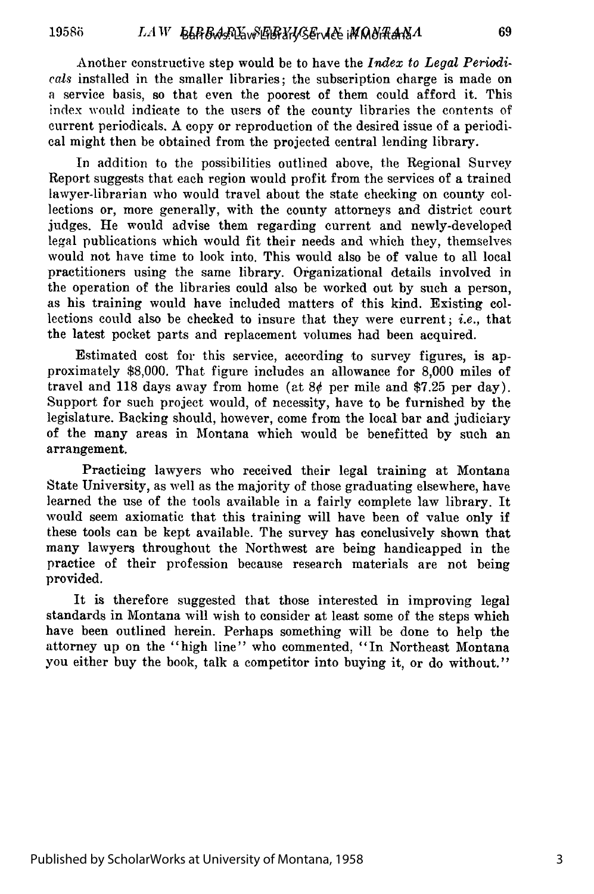Another constructive step would be to have the *Index to Legal Periodicals* installed in the smaller libraries; the subscription charge is made on a service basis, so that even the poorest of them could afford it. This index would indicate to the users of the county libraries the contents of current periodicals. A copy or reproduction of the desired issue of a periodical might then be obtained from the projected central lending library.

In addition to the possibilities outlined above, the Regional Survey Report suggests that each region would profit from the services of a trained lawyer-librarian who would travel about the state checking on county collections or, more generally, with the county attorneys and district court judges. He would advise them regarding current and newly-developed legal publications which would fit their needs and which they, themselves would not have time to look into. This would also be of value to all local practitioners using the same library. Organizational details involved in the operation of the libraries could also be worked out by such a person, as his training would have included matters of this kind. Existing collections could also be checked to insure that they were current; *i.e.*, that the latest pocket parts and replacement volumes had been acquired.

Estimated cost for this service, according to survey figures, is approximately $8,000. That figure includes an allowance for 8,000 miles of travel and 118 days away from home (at 8¢ per mile and $7.25 per day). Support for such project would, of necessity, have to be furnished by the legislature. Backing should, however, come from the local bar and judiciary of the many areas in Montana which would be benefitted by such an arrangement.

Practicing lawyers who received their legal training at Montana State University, as well as the majority of those graduating elsewhere, have learned the use of the tools available in a fairly complete law library. It would seem axiomatic that this training will have been of value only if these tools can be kept available. The survey has conclusively shown that many lawyers throughout the Northwest are being handicapped in the practice of their profession because research materials are not being provided.

It is therefore suggested that those interested in improving legal standards in Montana will wish to consider at least some of the steps which have been outlined herein. Perhaps something will be done to help the attorney up on the "high line" who commented, "In Northeast Montana you either buy the book, talk a competitor into buying it, or do without."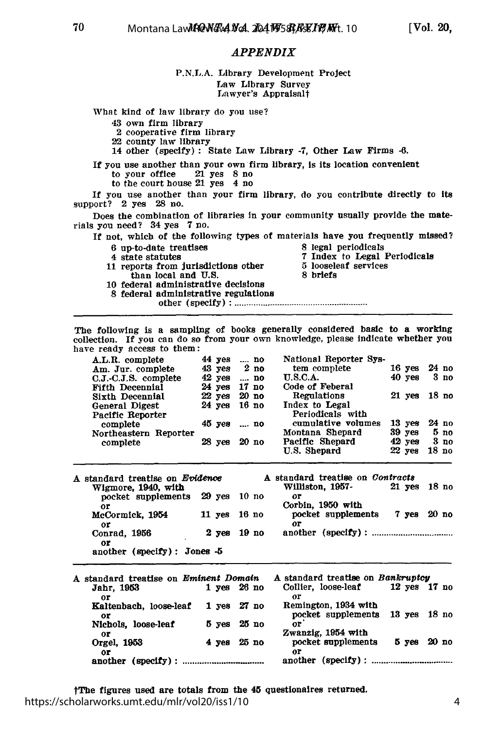## *APPENDIX*

P.N.L.A. Library Development Project
Law Library Survey
Lawyer's Appraisal†

What kind of law library do you use?

- 43 own firm library
- 2 cooperative firm library
- 22 county law library
- 14 other (specify): State Law Library -7, Other Law Firms -6.

If you use another than your own firm library, is its location convenient
to your office 21 yes 8 no
to the court house 21 yes 4 no

If you use another than your firm library, do you contribute directly to its support? 2 yes 28 no.

Does the combination of libraries in your community usually provide the materials you need? 34 yes 7 no.

If not, which of the following types of materials have you frequently missed?

- 6 up-to-date treatises
- 4 state statutes
- 11 reports from jurisdictions other than local and U.S.
- 10 federal administrative decisions
- 8 federal administrative regulations
- other (specify): ....................
- 8 legal periodicals
- 7 Index to Legal Periodicals
- 5 looseleaf services
- 8 briefs

---

The following is a sampling of books generally considered basic to a working collection. If you can do so from your own knowledge, please indicate whether you have ready access to them:

| Title | Yes | No |
|---|---|---|
| A.L.R. complete | 44 yes | .... no |
| Am. Jur. complete | 43 yes | 2 no |
| C.J.-C.J.S. complete | 42 yes | .... no |
| Fifth Decennial | 24 yes | 17 no |
| Sixth Decennial | 22 yes | 20 no |
| General Digest | 24 yes | 16 no |
| Pacific Reporter complete | 45 yes | .... no |
| Northeastern Reporter complete | 28 yes | 20 no |
| National Reporter System complete | 16 yes | 24 no |
| U.S.C.A. | 40 yes | 3 no |
| Code of Feberal Regulations | 21 yes | 18 no |
| Index to Legal Periodicals with cumulative volumes | 13 yes | 24 no |
| Montana Shepard | 39 yes | 5 no |
| Pacific Shepard | 42 yes | 3 no |
| U.S. Shepard | 22 yes | 18 no |

---

A standard treatise on *Evidence*

| Title | Yes | No |
|---|---|---|
| Wigmore, 1940, with pocket supplements | 29 yes | 10 no |
| or McCormick, 1954 | 11 yes | 16 no |
| or Conrad, 1956 | 2 yes | 19 no |
| or another (specify): Jones -5 | | |

A standard treatise on *Contracts*

| Title | Yes | No |
|---|---|---|
| Williston, 1957- | 21 yes | 18 no |
| or Corbin, 1950 with pocket supplements | 7 yes | 20 no |
| or another (specify): .................... | | |

---

A standard treatise on *Eminent Domain*

| Title | Yes | No |
|---|---|---|
| Jahr, 1953 | 1 yes | 26 no |
| or Kaltenbach, loose-leaf | 1 yes | 27 no |
| or Nichols, loose-leaf | 5 yes | 25 no |
| or Orgel, 1953 | 4 yes | 25 no |
| or another (specify): .................... | | |

A standard treatise on *Bankruptcy*

| Title | Yes | No |
|---|---|---|
| Collier, loose-leaf | 12 yes | 17 no |
| or Remington, 1934 with pocket supplements | 13 yes | 18 no |
| or Zwanzig, 1954 with pocket supplements | 5 yes | 20 no |
| or another (specify): .................... | | |

†The figures used are totals from the 45 questionaires returned.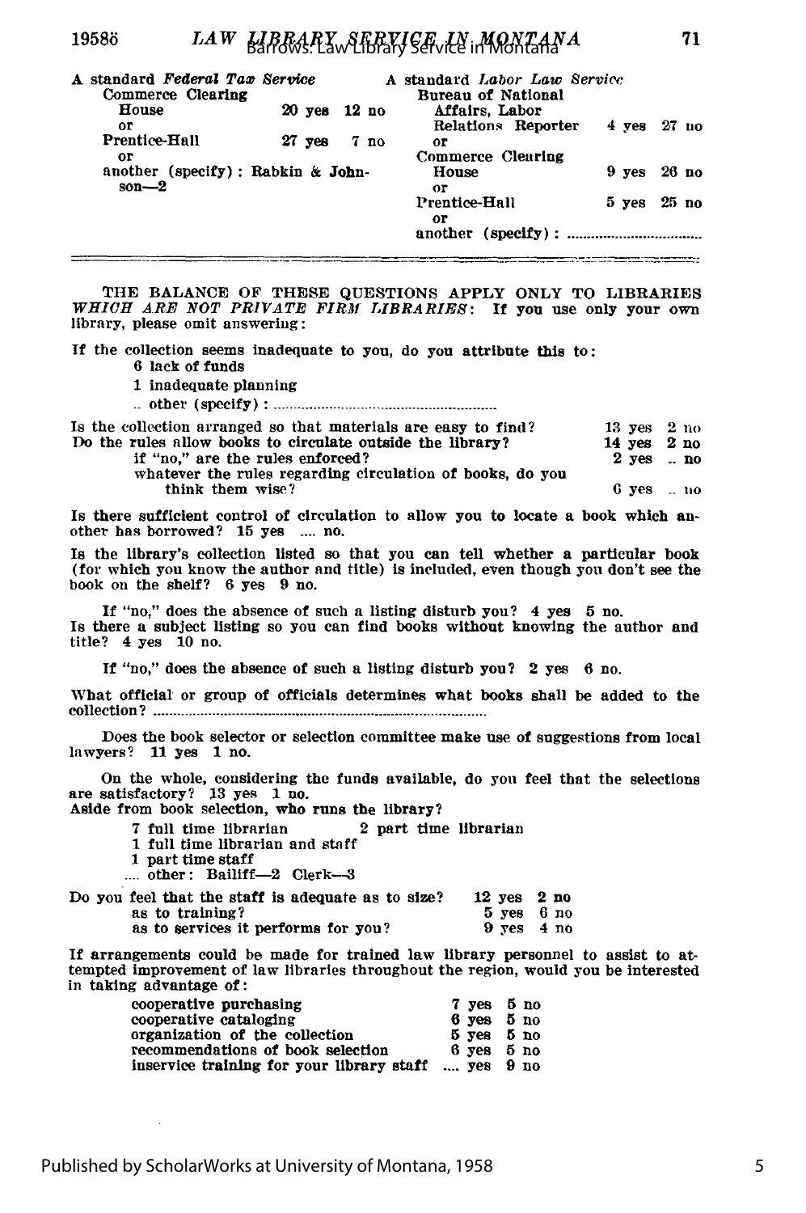A standard *Federal Tax Service*

Commerce Clearing House — 20 yes 12 no

or

Prentice-Hall — 27 yes 7 no

or

another (specify): Rabkin & Johnson—2

A standard *Labor Law Service*

Bureau of National Affairs, Labor Relations Reporter — 4 yes 27 no

or

Commerce Clearing House — 9 yes 26 no

or

Prentice-Hall — 5 yes 25 no

or

another (specify): ..................................

THE BALANCE OF THESE QUESTIONS APPLY ONLY TO LIBRARIES *WHICH ARE NOT PRIVATE FIRM LIBRARIES*: If you use only your own library, please omit answering:

If the collection seems inadequate to you, do you attribute this to:

6 lack of funds
1 inadequate planning
.. other (specify): ..........................................................

| | | |
|---|---|---|
| Is the collection arranged so that materials are easy to find? | 13 yes | 2 no |
| Do the rules allow books to circulate outside the library? | 14 yes | 2 no |
| if "no," are the rules enforced? | 2 yes | .. no |
| whatever the rules regarding circulation of books, do you think them wise? | 6 yes | .. no |

Is there sufficient control of circulation to allow you to locate a book which another has borrowed? 15 yes .... no.

Is the library's collection listed so that you can tell whether a particular book (for which you know the author and title) is included, even though you don't see the book on the shelf? 6 yes 9 no.

If "no," does the absence of such a listing disturb you? 4 yes 5 no.
Is there a subject listing so you can find books without knowing the author and title? 4 yes 10 no.

If "no," does the absence of such a listing disturb you? 2 yes 6 no.

What official or group of officials determines what books shall be added to the collection? .....................................................................................

Does the book selector or selection committee make use of suggestions from local lawyers? 11 yes 1 no.

On the whole, considering the funds available, do you feel that the selections are satisfactory? 13 yes 1 no.
Aside from book selection, who runs the library?

7 full time librarian — 2 part time librarian
1 full time librarian and staff
1 part time staff
.... other: Bailiff—2 Clerk—3

| | | |
|---|---|---|
| Do you feel that the staff is adequate as to size? | 12 yes | 2 no |
| as to training? | 5 yes | 6 no |
| as to services it performs for you? | 9 yes | 4 no |

If arrangements could be made for trained law library personnel to assist to attempted improvement of law libraries throughout the region, would you be interested in taking advantage of:

| | | |
|---|---|---|
| cooperative purchasing | 7 yes | 5 no |
| cooperative cataloging | 6 yes | 5 no |
| organization of the collection | 5 yes | 5 no |
| recommendations of book selection | 6 yes | 5 no |
| inservice training for your library staff | .... yes | 9 no |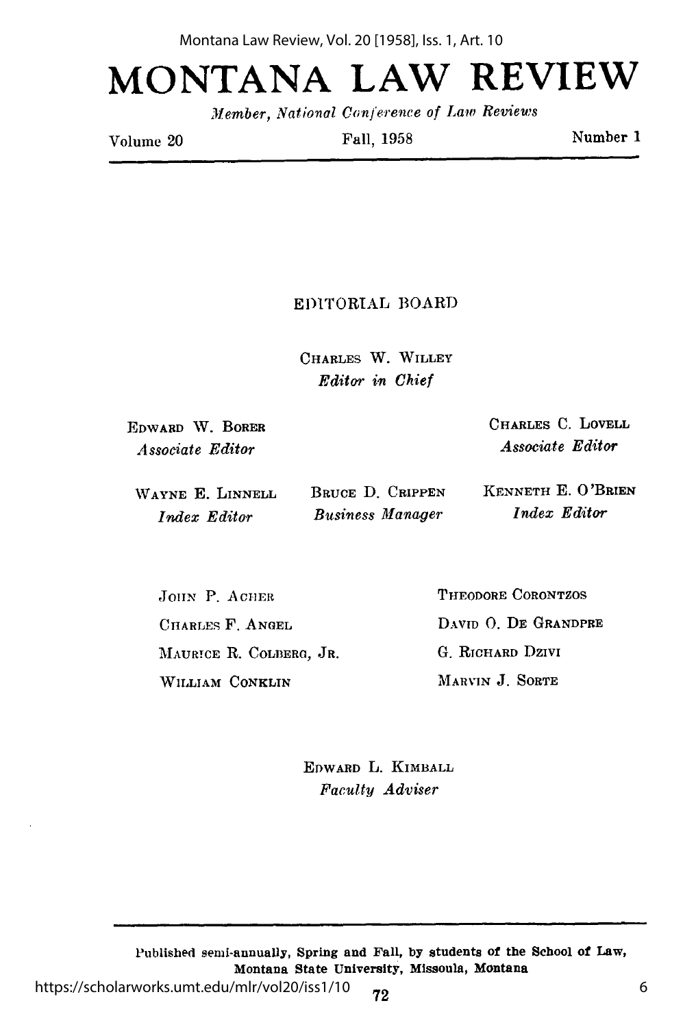# MONTANA LAW REVIEW

*Member, National Conference of Law Reviews*

Volume 20 Fall, 1958 Number 1

EDITORIAL BOARD

CHARLES W. WILLEY
*Editor in Chief*

EDWARD W. BORER
*Associate Editor*

CHARLES C. LOVELL
*Associate Editor*

WAYNE E. LINNELL
*Index Editor*

BRUCE D. CRIPPEN
*Business Manager*

KENNETH E. O'BRIEN
*Index Editor*

JOHN P. ACHER

CHARLES F. ANGEL

MAURICE R. COLBERG, JR.

WILLIAM CONKLIN

THEODORE CORONTZOS

DAVID O. DE GRANDPRE

G. RICHARD DZIVI

MARVIN J. SORTE

EDWARD L. KIMBALL
*Faculty Adviser*

**Published semi-annually, Spring and Fall, by students of the School of Law, Montana State University, Missoula, Montana**